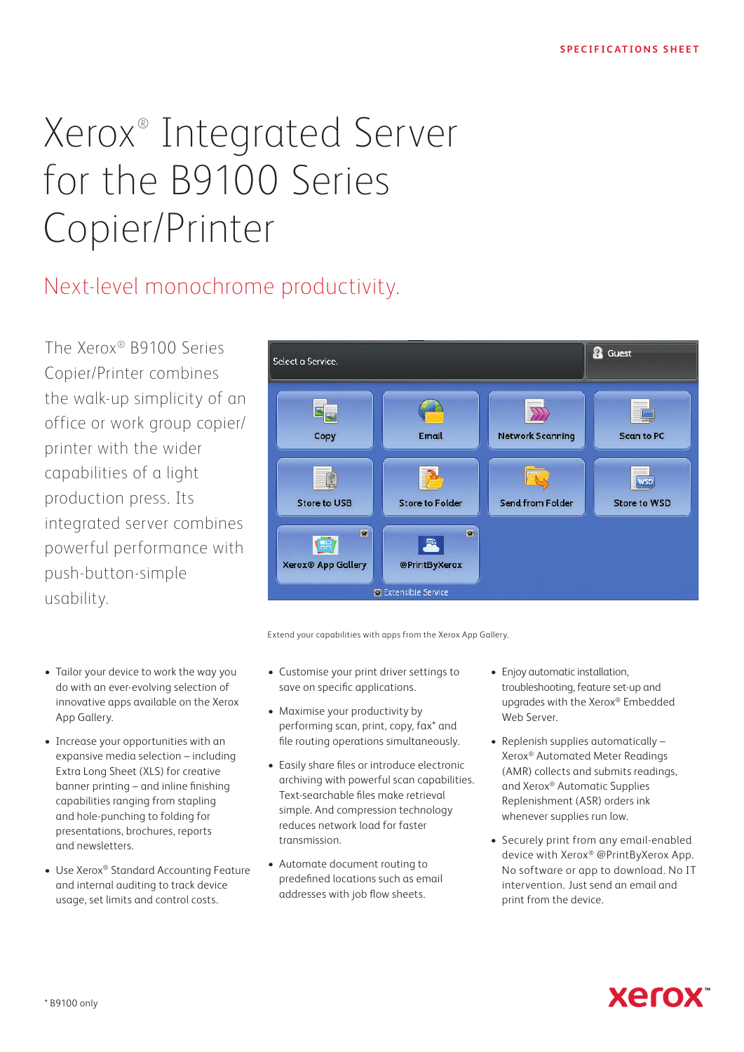SPECIFICATIONS SHEET

# Xerox® Integrated Server for the B9100 Series Copier/Printer

## Next-level monochrome productivity.

The Xerox® B9100 Series Copier/Printer combines the walk-up simplicity of an office or work group copier/printer with the wider capabilities of a light production press. Its integrated server combines powerful performance with push-button-simple usability.

Extend your capabilities with apps from the Xerox App Gallery.

- Tailor your device to work the way you do with an ever-evolving selection of innovative apps available on the Xerox App Gallery.
- Increase your opportunities with an expansive media selection – including Extra Long Sheet (XLS) for creative banner printing – and inline finishing capabilities ranging from stapling and hole-punching to folding for presentations, brochures, reports and newsletters.
- Use Xerox® Standard Accounting Feature and internal auditing to track device usage, set limits and control costs.
- Customise your print driver settings to save on specific applications.
- Maximise your productivity by performing scan, print, copy, fax* and file routing operations simultaneously.
- Easily share files or introduce electronic archiving with powerful scan capabilities. Text-searchable files make retrieval simple. And compression technology reduces network load for faster transmission.
- Automate document routing to predefined locations such as email addresses with job flow sheets.
- Enjoy automatic installation, troubleshooting, feature set-up and upgrades with the Xerox® Embedded Web Server.
- Replenish supplies automatically – Xerox® Automated Meter Readings (AMR) collects and submits readings, and Xerox® Automatic Supplies Replenishment (ASR) orders ink whenever supplies run low.
- Securely print from any email-enabled device with Xerox® @PrintByXerox App. No software or app to download. No IT intervention. Just send an email and print from the device.

* B9100 only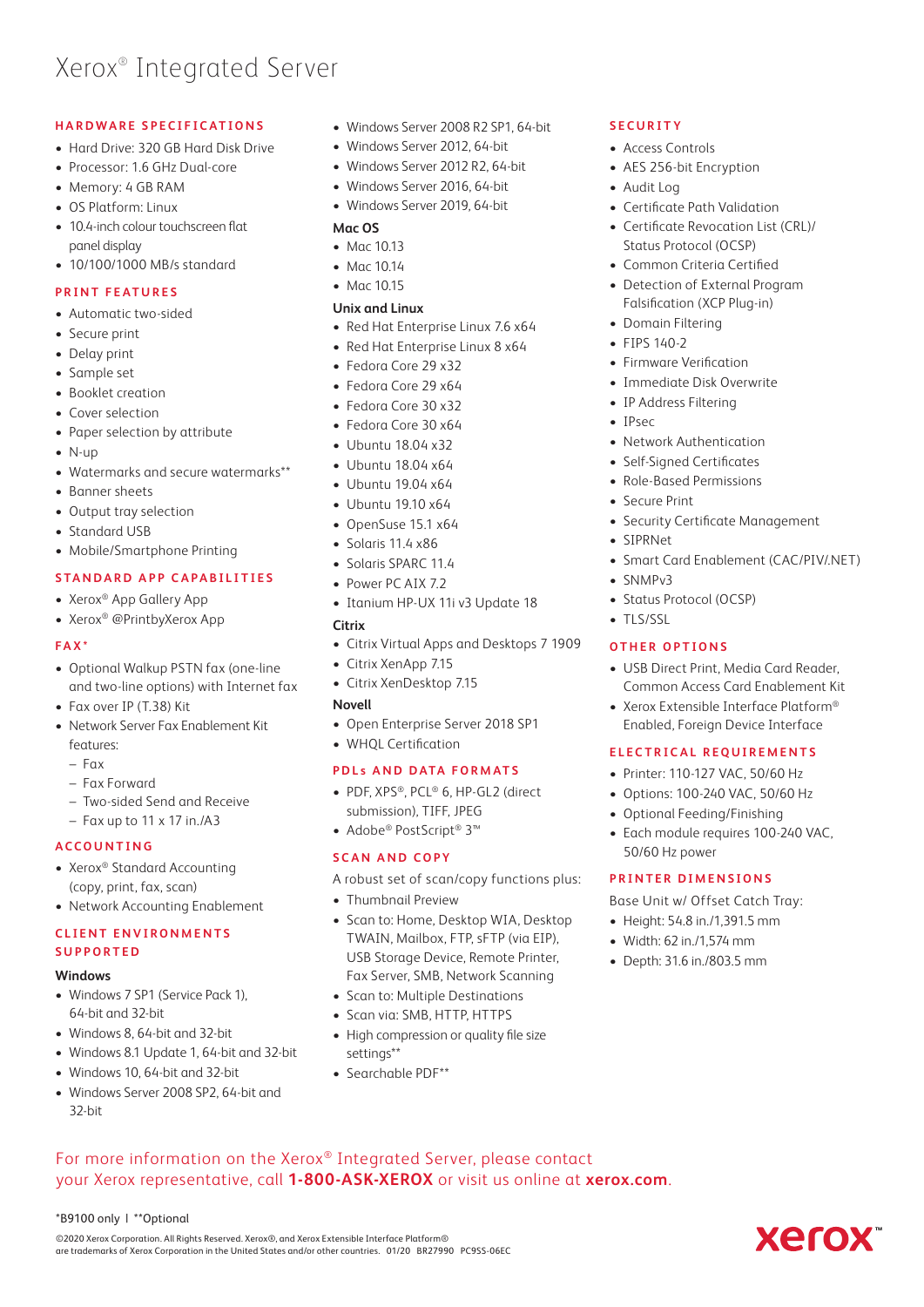# Xerox® Integrated Server

## HARDWARE SPECIFICATIONS

- Hard Drive: 320 GB Hard Disk Drive
- Processor: 1.6 GHz Dual-core
- Memory: 4 GB RAM
- OS Platform: Linux
- 10.4-inch colour touchscreen flat panel display
- 10/100/1000 MB/s standard

## PRINT FEATURES

- Automatic two-sided
- Secure print
- Delay print
- Sample set
- Booklet creation
- Cover selection
- Paper selection by attribute
- N-up
- Watermarks and secure watermarks**
- Banner sheets
- Output tray selection
- Standard USB
- Mobile/Smartphone Printing

## STANDARD APP CAPABILITIES

- Xerox® App Gallery App
- Xerox® @PrintbyXerox App

## FAX*

- Optional Walkup PSTN fax (one-line and two-line options) with Internet fax
- Fax over IP (T.38) Kit
- Network Server Fax Enablement Kit features:
  - Fax
  - Fax Forward
  - Two-sided Send and Receive
  - Fax up to 11 x 17 in./A3

## ACCOUNTING

- Xerox® Standard Accounting (copy, print, fax, scan)
- Network Accounting Enablement

## CLIENT ENVIRONMENTS SUPPORTED

### Windows

- Windows 7 SP1 (Service Pack 1), 64-bit and 32-bit
- Windows 8, 64-bit and 32-bit
- Windows 8.1 Update 1, 64-bit and 32-bit
- Windows 10, 64-bit and 32-bit
- Windows Server 2008 SP2, 64-bit and 32-bit
- Windows Server 2008 R2 SP1, 64-bit
- Windows Server 2012, 64-bit
- Windows Server 2012 R2, 64-bit
- Windows Server 2016, 64-bit
- Windows Server 2019, 64-bit

### Mac OS

- Mac 10.13
- Mac 10.14
- Mac 10.15

### Unix and Linux

- Red Hat Enterprise Linux 7.6 x64
- Red Hat Enterprise Linux 8 x64
- Fedora Core 29 x32
- Fedora Core 29 x64
- Fedora Core 30 x32
- Fedora Core 30 x64
- Ubuntu 18.04 x32
- Ubuntu 18.04 x64
- Ubuntu 19.04 x64
- Ubuntu 19.10 x64
- OpenSuse 15.1 x64
- Solaris 11.4 x86
- Solaris SPARC 11.4
- Power PC AIX 7.2
- Itanium HP-UX 11i v3 Update 18

### Citrix

- Citrix Virtual Apps and Desktops 7 1909
- Citrix XenApp 7.15
- Citrix XenDesktop 7.15

### Novell

- Open Enterprise Server 2018 SP1
- WHQL Certification

## PDLs AND DATA FORMATS

- PDF, XPS®, PCL® 6, HP-GL2 (direct submission), TIFF, JPEG
- Adobe® PostScript® 3™

## SCAN AND COPY

A robust set of scan/copy functions plus:

- Thumbnail Preview
- Scan to: Home, Desktop WIA, Desktop TWAIN, Mailbox, FTP, sFTP (via EIP), USB Storage Device, Remote Printer, Fax Server, SMB, Network Scanning
- Scan to: Multiple Destinations
- Scan via: SMB, HTTP, HTTPS
- High compression or quality file size settings**
- Searchable PDF**

## SECURITY

- Access Controls
- AES 256-bit Encryption
- Audit Log
- Certificate Path Validation
- Certificate Revocation List (CRL)/ Status Protocol (OCSP)
- Common Criteria Certified
- Detection of External Program Falsification (XCP Plug-in)
- Domain Filtering
- FIPS 140-2
- Firmware Verification
- Immediate Disk Overwrite
- IP Address Filtering
- IPsec
- Network Authentication
- Self-Signed Certificates
- Role-Based Permissions
- Secure Print
- Security Certificate Management
- SIPRNet
- Smart Card Enablement (CAC/PIV/.NET)
- SNMPv3
- Status Protocol (OCSP)
- TLS/SSL

## OTHER OPTIONS

- USB Direct Print, Media Card Reader, Common Access Card Enablement Kit
- Xerox Extensible Interface Platform® Enabled, Foreign Device Interface

## ELECTRICAL REQUIREMENTS

- Printer: 110-127 VAC, 50/60 Hz
- Options: 100-240 VAC, 50/60 Hz
- Optional Feeding/Finishing
- Each module requires 100-240 VAC, 50/60 Hz power

## PRINTER DIMENSIONS

Base Unit w/ Offset Catch Tray:

- Height: 54.8 in./1,391.5 mm
- Width: 62 in./1,574 mm
- Depth: 31.6 in./803.5 mm

For more information on the Xerox® Integrated Server, please contact your Xerox representative, call **1-800-ASK-XEROX** or visit us online at **xerox.com**.

*B9100 only | **Optional

©2020 Xerox Corporation. All Rights Reserved. Xerox®, and Xerox Extensible Interface Platform® are trademarks of Xerox Corporation in the United States and/or other countries. 01/20 BR27990 PC9SS-06EC

xerox™